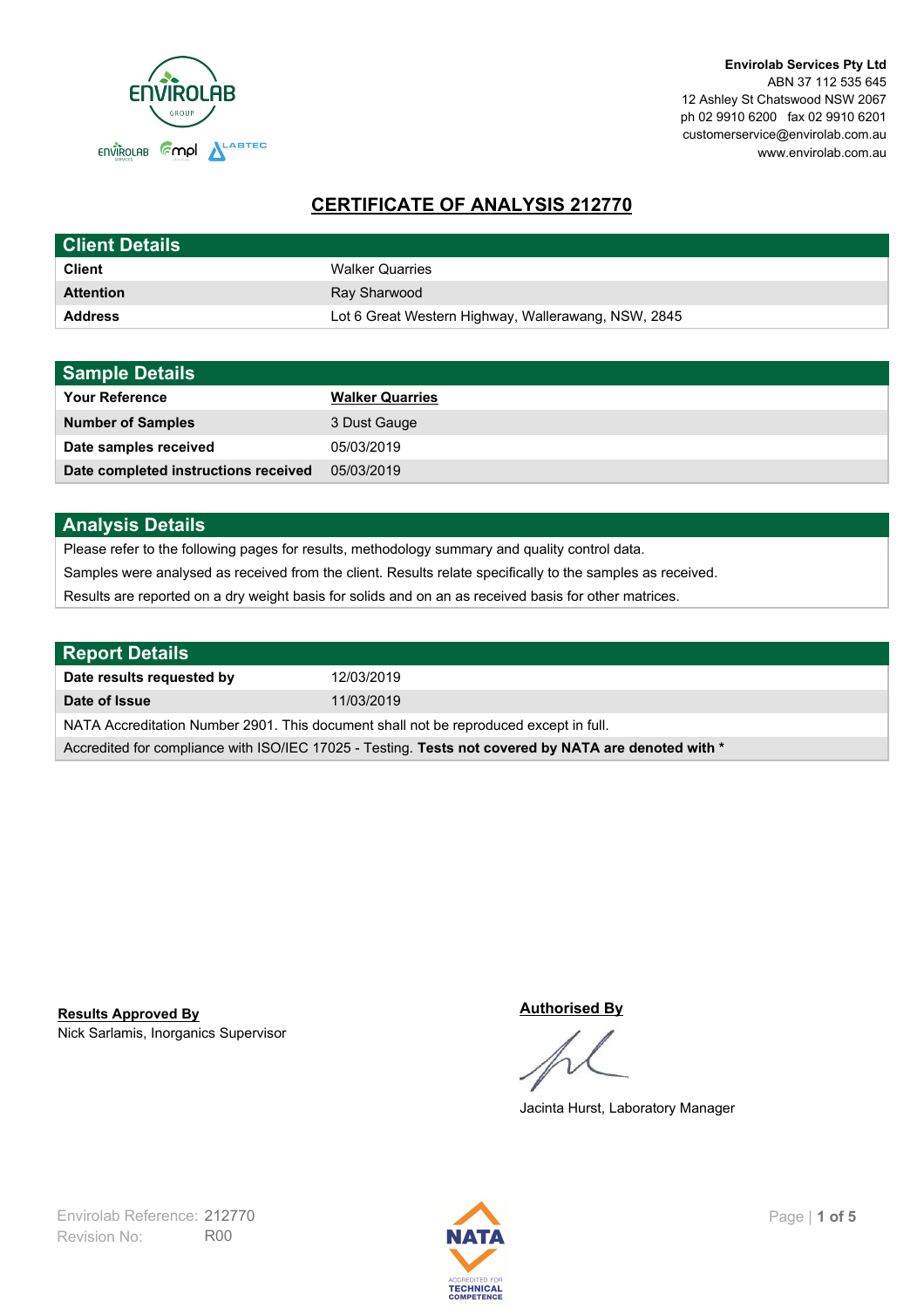**Envirolab Services Pty Ltd**
ABN 37 112 535 645
12 Ashley St Chatswood NSW 2067
ph 02 9910 6200 fax 02 9910 6201
customerservice@envirolab.com.au
www.envirolab.com.au

# CERTIFICATE OF ANALYSIS 212770

## Client Details

| | |
|---|---|
| **Client** | Walker Quarries |
| **Attention** | Ray Sharwood |
| **Address** | Lot 6 Great Western Highway, Wallerawang, NSW, 2845 |

## Sample Details

| | |
|---|---|
| **Your Reference** | **Walker Quarries** |
| **Number of Samples** | 3 Dust Gauge |
| **Date samples received** | 05/03/2019 |
| **Date completed instructions received** | 05/03/2019 |

## Analysis Details

Please refer to the following pages for results, methodology summary and quality control data.

Samples were analysed as received from the client. Results relate specifically to the samples as received.

Results are reported on a dry weight basis for solids and on an as received basis for other matrices.

## Report Details

| | |
|---|---|
| **Date results requested by** | 12/03/2019 |
| **Date of Issue** | 11/03/2019 |

NATA Accreditation Number 2901. This document shall not be reproduced except in full.

Accredited for compliance with ISO/IEC 17025 - Testing. **Tests not covered by NATA are denoted with ***

**Results Approved By**
Nick Sarlamis, Inorganics Supervisor

**Authorised By**
Jacinta Hurst, Laboratory Manager

Envirolab Reference: 212770
Revision No: R00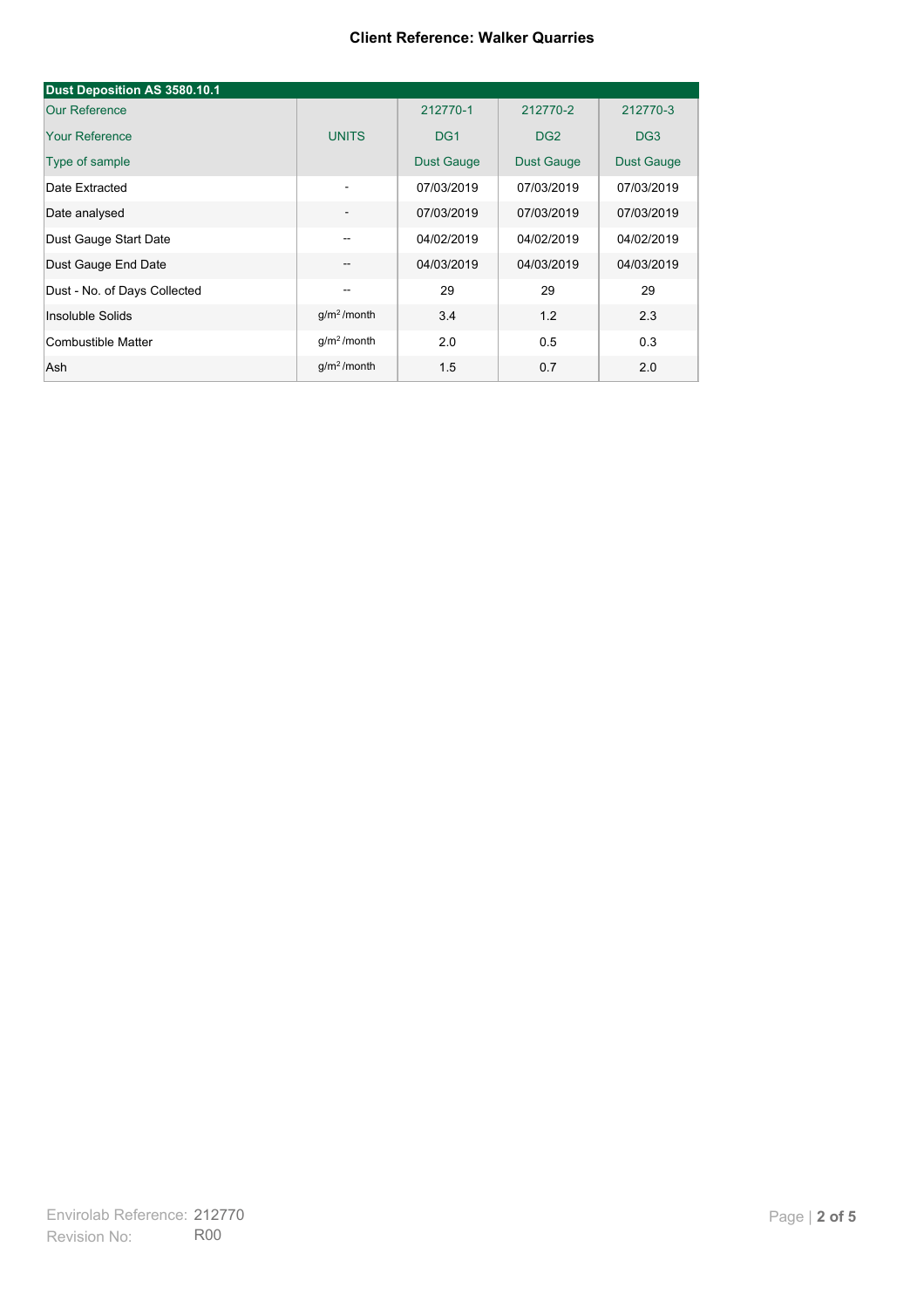**Client Reference: Walker Quarries**

| Dust Deposition AS 3580.10.1 | | | | |
|---|---|---|---|---|
| Our Reference | | 212770-1 | 212770-2 | 212770-3 |
| Your Reference | UNITS | DG1 | DG2 | DG3 |
| Type of sample | | Dust Gauge | Dust Gauge | Dust Gauge |
| Date Extracted | - | 07/03/2019 | 07/03/2019 | 07/03/2019 |
| Date analysed | - | 07/03/2019 | 07/03/2019 | 07/03/2019 |
| Dust Gauge Start Date | -- | 04/02/2019 | 04/02/2019 | 04/02/2019 |
| Dust Gauge End Date | -- | 04/03/2019 | 04/03/2019 | 04/03/2019 |
| Dust - No. of Days Collected | -- | 29 | 29 | 29 |
| Insoluble Solids | $g/m^2$/month | 3.4 | 1.2 | 2.3 |
| Combustible Matter | $g/m^2$/month | 2.0 | 0.5 | 0.3 |
| Ash | $g/m^2$/month | 1.5 | 0.7 | 2.0 |

Envirolab Reference: 212770
Revision No: R00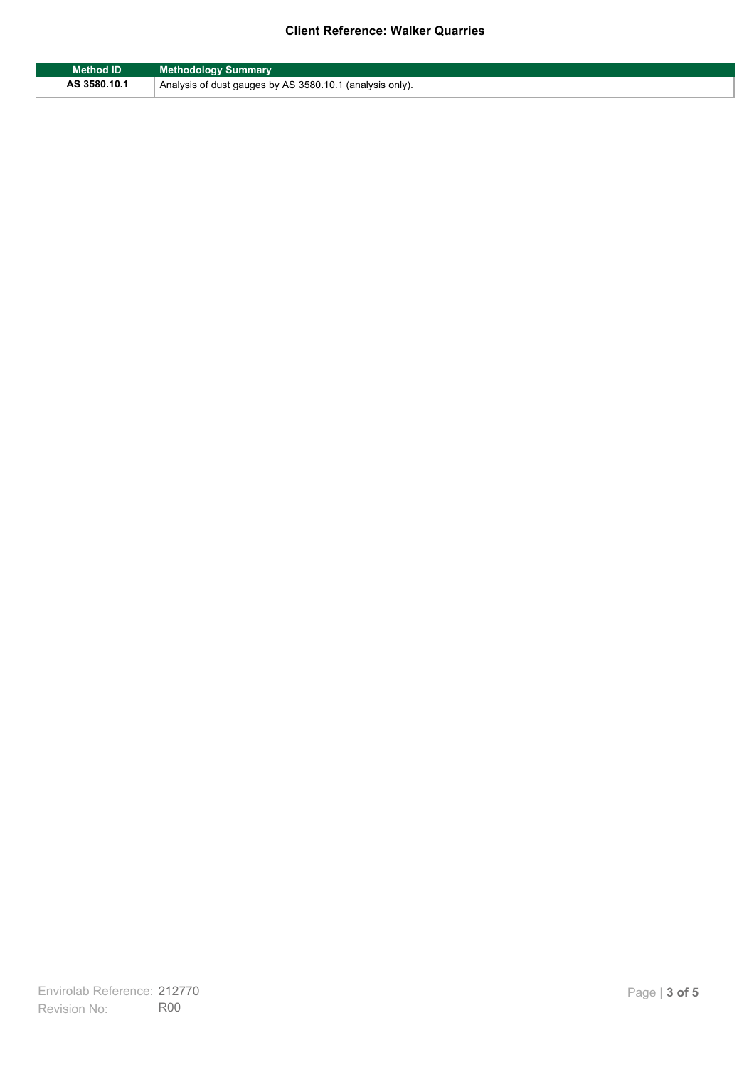**Client Reference: Walker Quarries**

| Method ID | Methodology Summary |
| --- | --- |
| AS 3580.10.1 | Analysis of dust gauges by AS 3580.10.1 (analysis only). |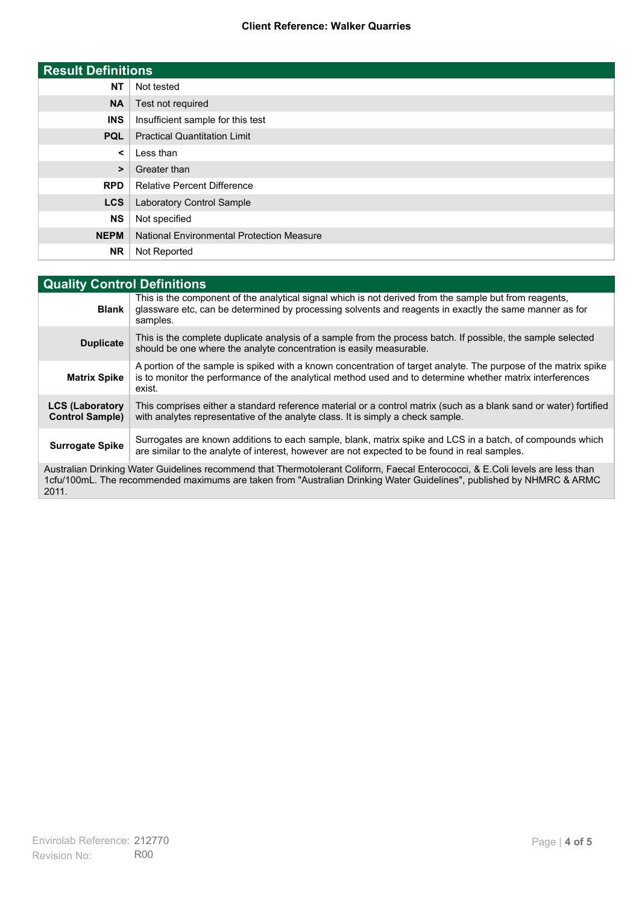**Client Reference: Walker Quarries**

| Result Definitions | |
|---|---|
| **NT** | Not tested |
| **NA** | Test not required |
| **INS** | Insufficient sample for this test |
| **PQL** | Practical Quantitation Limit |
| **<** | Less than |
| **>** | Greater than |
| **RPD** | Relative Percent Difference |
| **LCS** | Laboratory Control Sample |
| **NS** | Not specified |
| **NEPM** | National Environmental Protection Measure |
| **NR** | Not Reported |

| Quality Control Definitions | |
|---|---|
| **Blank** | This is the component of the analytical signal which is not derived from the sample but from reagents, glassware etc, can be determined by processing solvents and reagents in exactly the same manner as for samples. |
| **Duplicate** | This is the complete duplicate analysis of a sample from the process batch. If possible, the sample selected should be one where the analyte concentration is easily measurable. |
| **Matrix Spike** | A portion of the sample is spiked with a known concentration of target analyte. The purpose of the matrix spike is to monitor the performance of the analytical method used and to determine whether matrix interferences exist. |
| **LCS (Laboratory Control Sample)** | This comprises either a standard reference material or a control matrix (such as a blank sand or water) fortified with analytes representative of the analyte class. It is simply a check sample. |
| **Surrogate Spike** | Surrogates are known additions to each sample, blank, matrix spike and LCS in a batch, of compounds which are similar to the analyte of interest, however are not expected to be found in real samples. |

Australian Drinking Water Guidelines recommend that Thermotolerant Coliform, Faecal Enterococci, & E.Coli levels are less than 1cfu/100mL. The recommended maximums are taken from "Australian Drinking Water Guidelines", published by NHMRC & ARMC 2011.

Envirolab Reference: 212770
Revision No: R00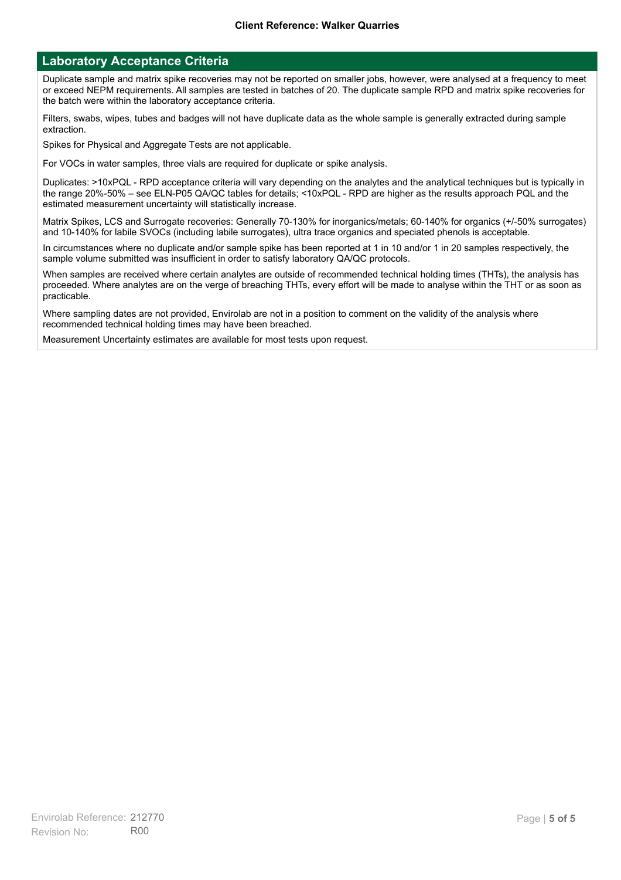## Laboratory Acceptance Criteria

Duplicate sample and matrix spike recoveries may not be reported on smaller jobs, however, were analysed at a frequency to meet or exceed NEPM requirements. All samples are tested in batches of 20. The duplicate sample RPD and matrix spike recoveries for the batch were within the laboratory acceptance criteria.

Filters, swabs, wipes, tubes and badges will not have duplicate data as the whole sample is generally extracted during sample extraction.

Spikes for Physical and Aggregate Tests are not applicable.

For VOCs in water samples, three vials are required for duplicate or spike analysis.

Duplicates: >10xPQL - RPD acceptance criteria will vary depending on the analytes and the analytical techniques but is typically in the range 20%-50% – see ELN-P05 QA/QC tables for details; <10xPQL - RPD are higher as the results approach PQL and the estimated measurement uncertainty will statistically increase.

Matrix Spikes, LCS and Surrogate recoveries: Generally 70-130% for inorganics/metals; 60-140% for organics (+/-50% surrogates) and 10-140% for labile SVOCs (including labile surrogates), ultra trace organics and speciated phenols is acceptable.

In circumstances where no duplicate and/or sample spike has been reported at 1 in 10 and/or 1 in 20 samples respectively, the sample volume submitted was insufficient in order to satisfy laboratory QA/QC protocols.

When samples are received where certain analytes are outside of recommended technical holding times (THTs), the analysis has proceeded. Where analytes are on the verge of breaching THTs, every effort will be made to analyse within the THT or as soon as practicable.

Where sampling dates are not provided, Envirolab are not in a position to comment on the validity of the analysis where recommended technical holding times may have been breached.

Measurement Uncertainty estimates are available for most tests upon request.